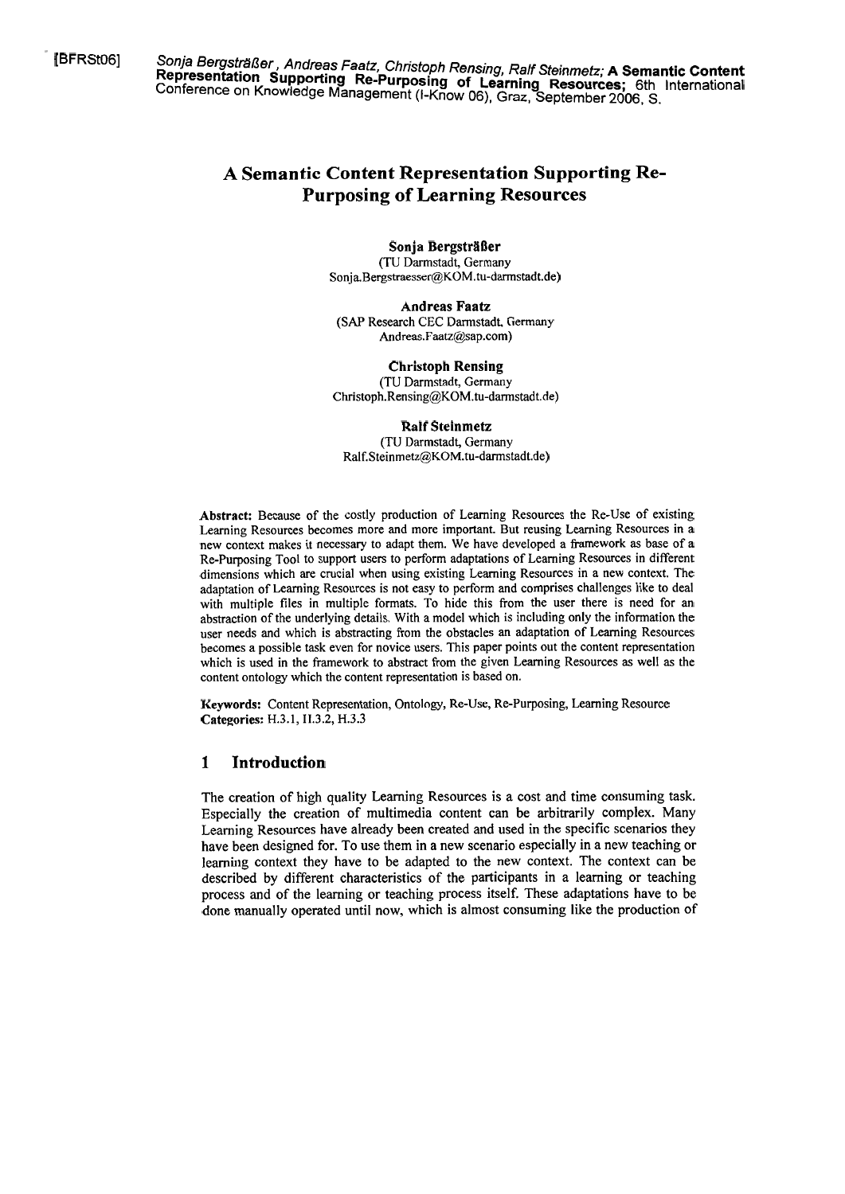[BFRSt06] *Sonja Bergsträßer, Andreas Faatz, Christoph Rensing, Ralf Steinmetz;* **A Semantic Content Representation Supporting Re-Purposing of Learning Resources;** 6th International Conference on Knowledge Management (I-Know 06), Graz, September 2006, S.

# A Semantic Content Representation Supporting Re-Purposing of Learning Resources

**Sonja Bergsträßer**
(TU Darmstadt, Germany
Sonja.Bergstraesser@KOM.tu-darmstadt.de)

**Andreas Faatz**
(SAP Research CEC Darmstadt, Germany
Andreas.Faatz@sap.com)

**Christoph Rensing**
(TU Darmstadt, Germany
Christoph.Rensing@KOM.tu-darmstadt.de)

**Ralf Steinmetz**
(TU Darmstadt, Germany
Ralf.Steinmetz@KOM.tu-darmstadt.de)

**Abstract:** Because of the costly production of Learning Resources the Re-Use of existing Learning Resources becomes more and more important. But reusing Learning Resources in a new context makes it necessary to adapt them. We have developed a framework as base of a Re-Purposing Tool to support users to perform adaptations of Learning Resources in different dimensions which are crucial when using existing Learning Resources in a new context. The adaptation of Learning Resources is not easy to perform and comprises challenges like to deal with multiple files in multiple formats. To hide this from the user there is need for an abstraction of the underlying details. With a model which is including only the information the user needs and which is abstracting from the obstacles an adaptation of Learning Resources becomes a possible task even for novice users. This paper points out the content representation which is used in the framework to abstract from the given Learning Resources as well as the content ontology which the content representation is based on.

**Keywords:** Content Representation, Ontology, Re-Use, Re-Purposing, Learning Resource
**Categories:** H.3.1, H.3.2, H.3.3

## 1 Introduction

The creation of high quality Learning Resources is a cost and time consuming task. Especially the creation of multimedia content can be arbitrarily complex. Many Learning Resources have already been created and used in the specific scenarios they have been designed for. To use them in a new scenario especially in a new teaching or learning context they have to be adapted to the new context. The context can be described by different characteristics of the participants in a learning or teaching process and of the learning or teaching process itself. These adaptations have to be done manually operated until now, which is almost consuming like the production of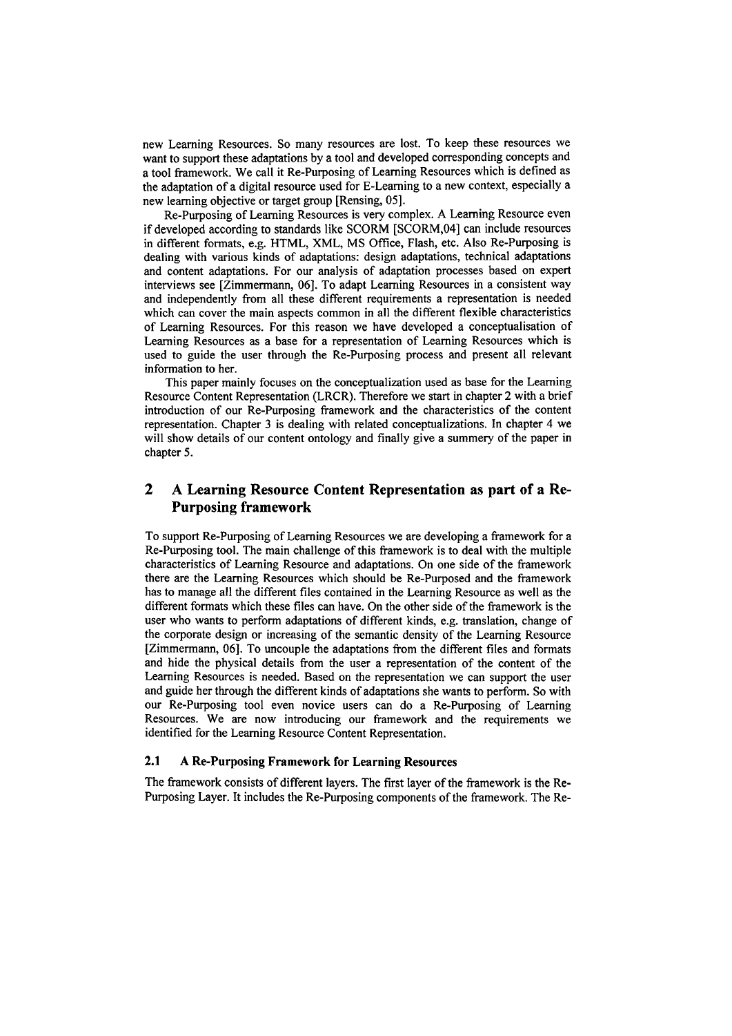new Learning Resources. So many resources are lost. To keep these resources we want to support these adaptations by a tool and developed corresponding concepts and a tool framework. We call it Re-Purposing of Learning Resources which is defined as the adaptation of a digital resource used for E-Learning to a new context, especially a new learning objective or target group [Rensing, 05].

Re-Purposing of Learning Resources is very complex. A Learning Resource even if developed according to standards like SCORM [SCORM,04] can include resources in different formats, e.g. HTML, XML, MS Office, Flash, etc. Also Re-Purposing is dealing with various kinds of adaptations: design adaptations, technical adaptations and content adaptations. For our analysis of adaptation processes based on expert interviews see [Zimmermann, 06]. To adapt Learning Resources in a consistent way and independently from all these different requirements a representation is needed which can cover the main aspects common in all the different flexible characteristics of Learning Resources. For this reason we have developed a conceptualisation of Learning Resources as a base for a representation of Learning Resources which is used to guide the user through the Re-Purposing process and present all relevant information to her.

This paper mainly focuses on the conceptualization used as base for the Learning Resource Content Representation (LRCR). Therefore we start in chapter 2 with a brief introduction of our Re-Purposing framework and the characteristics of the content representation. Chapter 3 is dealing with related conceptualizations. In chapter 4 we will show details of our content ontology and finally give a summery of the paper in chapter 5.

## 2 A Learning Resource Content Representation as part of a Re-Purposing framework

To support Re-Purposing of Learning Resources we are developing a framework for a Re-Purposing tool. The main challenge of this framework is to deal with the multiple characteristics of Learning Resource and adaptations. On one side of the framework there are the Learning Resources which should be Re-Purposed and the framework has to manage all the different files contained in the Learning Resource as well as the different formats which these files can have. On the other side of the framework is the user who wants to perform adaptations of different kinds, e.g. translation, change of the corporate design or increasing of the semantic density of the Learning Resource [Zimmermann, 06]. To uncouple the adaptations from the different files and formats and hide the physical details from the user a representation of the content of the Learning Resources is needed. Based on the representation we can support the user and guide her through the different kinds of adaptations she wants to perform. So with our Re-Purposing tool even novice users can do a Re-Purposing of Learning Resources. We are now introducing our framework and the requirements we identified for the Learning Resource Content Representation.

### 2.1 A Re-Purposing Framework for Learning Resources

The framework consists of different layers. The first layer of the framework is the Re-Purposing Layer. It includes the Re-Purposing components of the framework. The Re-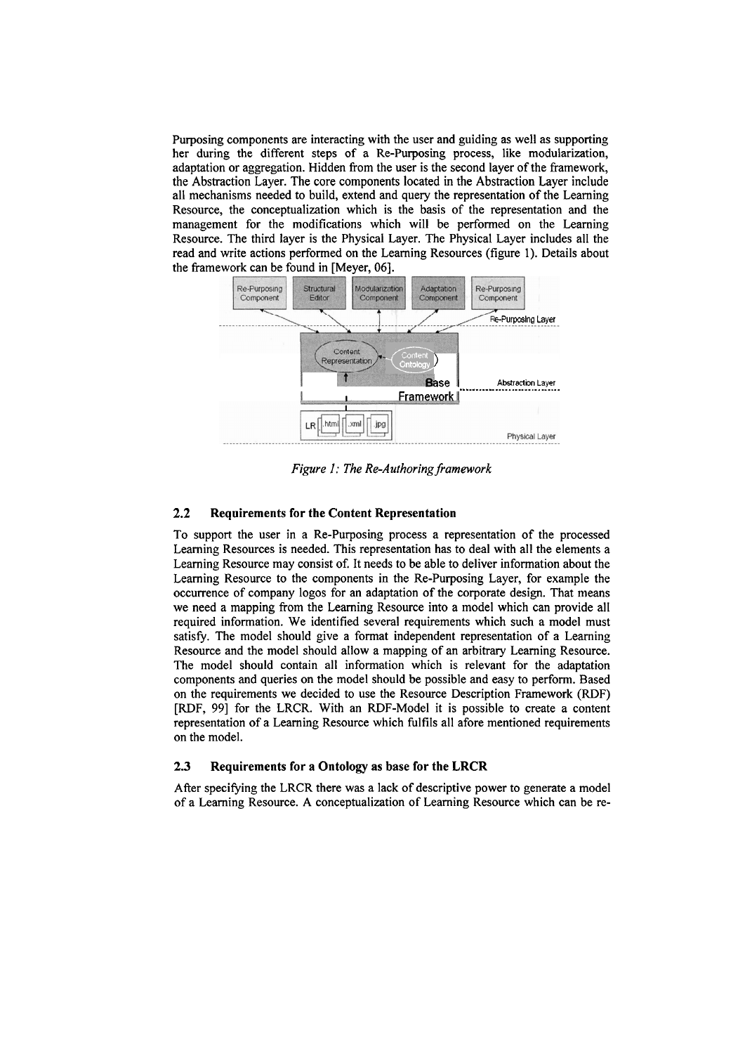Purposing components are interacting with the user and guiding as well as supporting her during the different steps of a Re-Purposing process, like modularization, adaptation or aggregation. Hidden from the user is the second layer of the framework, the Abstraction Layer. The core components located in the Abstraction Layer include all mechanisms needed to build, extend and query the representation of the Learning Resource, the conceptualization which is the basis of the representation and the management for the modifications which will be performed on the Learning Resource. The third layer is the Physical Layer. The Physical Layer includes all the read and write actions performed on the Learning Resources (figure 1). Details about the framework can be found in [Meyer, 06].

*Figure 1: The Re-Authoring framework*

## 2.2 Requirements for the Content Representation

To support the user in a Re-Purposing process a representation of the processed Learning Resources is needed. This representation has to deal with all the elements a Learning Resource may consist of. It needs to be able to deliver information about the Learning Resource to the components in the Re-Purposing Layer, for example the occurrence of company logos for an adaptation of the corporate design. That means we need a mapping from the Learning Resource into a model which can provide all required information. We identified several requirements which such a model must satisfy. The model should give a format independent representation of a Learning Resource and the model should allow a mapping of an arbitrary Learning Resource. The model should contain all information which is relevant for the adaptation components and queries on the model should be possible and easy to perform. Based on the requirements we decided to use the Resource Description Framework (RDF) [RDF, 99] for the LRCR. With an RDF-Model it is possible to create a content representation of a Learning Resource which fulfils all afore mentioned requirements on the model.

## 2.3 Requirements for a Ontology as base for the LRCR

After specifying the LRCR there was a lack of descriptive power to generate a model of a Learning Resource. A conceptualization of Learning Resource which can be re-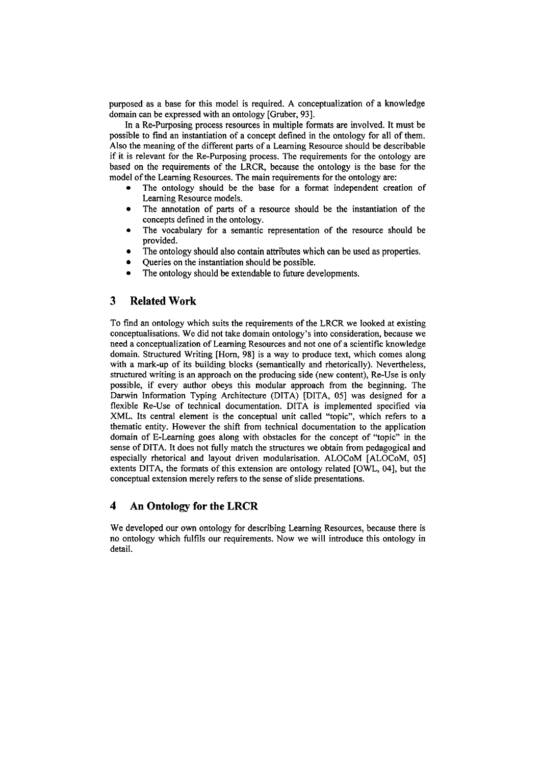purposed as a base for this model is required. A conceptualization of a knowledge domain can be expressed with an ontology [Gruber, 93].

In a Re-Purposing process resources in multiple formats are involved. It must be possible to find an instantiation of a concept defined in the ontology for all of them. Also the meaning of the different parts of a Learning Resource should be describable if it is relevant for the Re-Purposing process. The requirements for the ontology are based on the requirements of the LRCR, because the ontology is the base for the model of the Learning Resources. The main requirements for the ontology are:

- The ontology should be the base for a format independent creation of Learning Resource models.
- The annotation of parts of a resource should be the instantiation of the concepts defined in the ontology.
- The vocabulary for a semantic representation of the resource should be provided.
- The ontology should also contain attributes which can be used as properties.
- Queries on the instantiation should be possible.
- The ontology should be extendable to future developments.

## 3 Related Work

To find an ontology which suits the requirements of the LRCR we looked at existing conceptualisations. We did not take domain ontology's into consideration, because we need a conceptualization of Learning Resources and not one of a scientific knowledge domain. Structured Writing [Horn, 98] is a way to produce text, which comes along with a mark-up of its building blocks (semantically and rhetorically). Nevertheless, structured writing is an approach on the producing side (new content), Re-Use is only possible, if every author obeys this modular approach from the beginning. The Darwin Information Typing Architecture (DITA) [DITA, 05] was designed for a flexible Re-Use of technical documentation. DITA is implemented specified via XML. Its central element is the conceptual unit called "topic", which refers to a thematic entity. However the shift from technical documentation to the application domain of E-Learning goes along with obstacles for the concept of "topic" in the sense of DITA. It does not fully match the structures we obtain from pedagogical and especially rhetorical and layout driven modularisation. ALOCoM [ALOCoM, 05] extents DITA, the formats of this extension are ontology related [OWL, 04], but the conceptual extension merely refers to the sense of slide presentations.

## 4 An Ontology for the LRCR

We developed our own ontology for describing Learning Resources, because there is no ontology which fulfils our requirements. Now we will introduce this ontology in detail.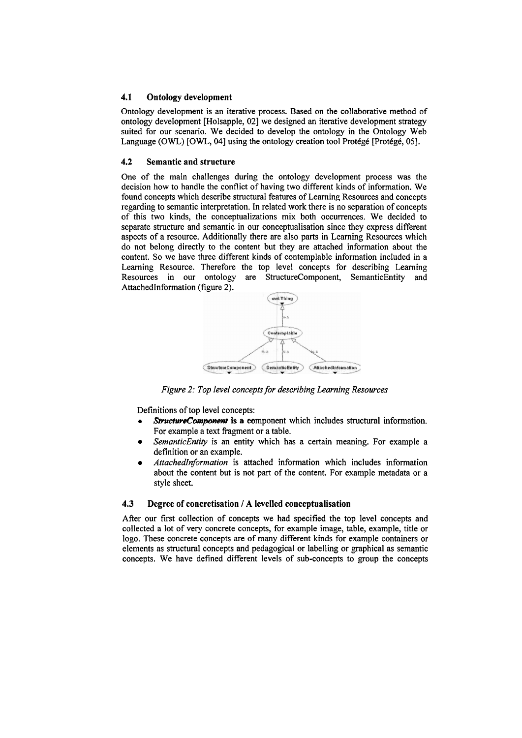### 4.1 Ontology development

Ontology development is an iterative process. Based on the collaborative method of ontology development [Holsapple, 02] we designed an iterative development strategy suited for our scenario. We decided to develop the ontology in the Ontology Web Language (OWL) [OWL, 04] using the ontology creation tool Protégé [Protégé, 05].

### 4.2 Semantic and structure

One of the main challenges during the ontology development process was the decision how to handle the conflict of having two different kinds of information. We found concepts which describe structural features of Learning Resources and concepts regarding to semantic interpretation. In related work there is no separation of concepts of this two kinds, the conceptualizations mix both occurrences. We decided to separate structure and semantic in our conceptualisation since they express different aspects of a resource. Additionally there are also parts in Learning Resources which do not belong directly to the content but they are attached information about the content. So we have three different kinds of contemplable information included in a Learning Resource. Therefore the top level concepts for describing Learning Resources in our ontology are StructureComponent, SemanticEntity and AttachedInformation (figure 2).

*Figure 2: Top level concepts for describing Learning Resources*

Definitions of top level concepts:

- ***StructureComponent*** **is a** component which includes structural information. For example a text fragment or a table.
- *SemanticEntity* is an entity which has a certain meaning. For example a definition or an example.
- *AttachedInformation* is attached information which includes information about the content but is not part of the content. For example metadata or a style sheet.

### 4.3 Degree of concretisation / A levelled conceptualisation

After our first collection of concepts we had specified the top level concepts and collected a lot of very concrete concepts, for example image, table, example, title or logo. These concrete concepts are of many different kinds for example containers or elements as structural concepts and pedagogical or labelling or graphical as semantic concepts. We have defined different levels of sub-concepts to group the concepts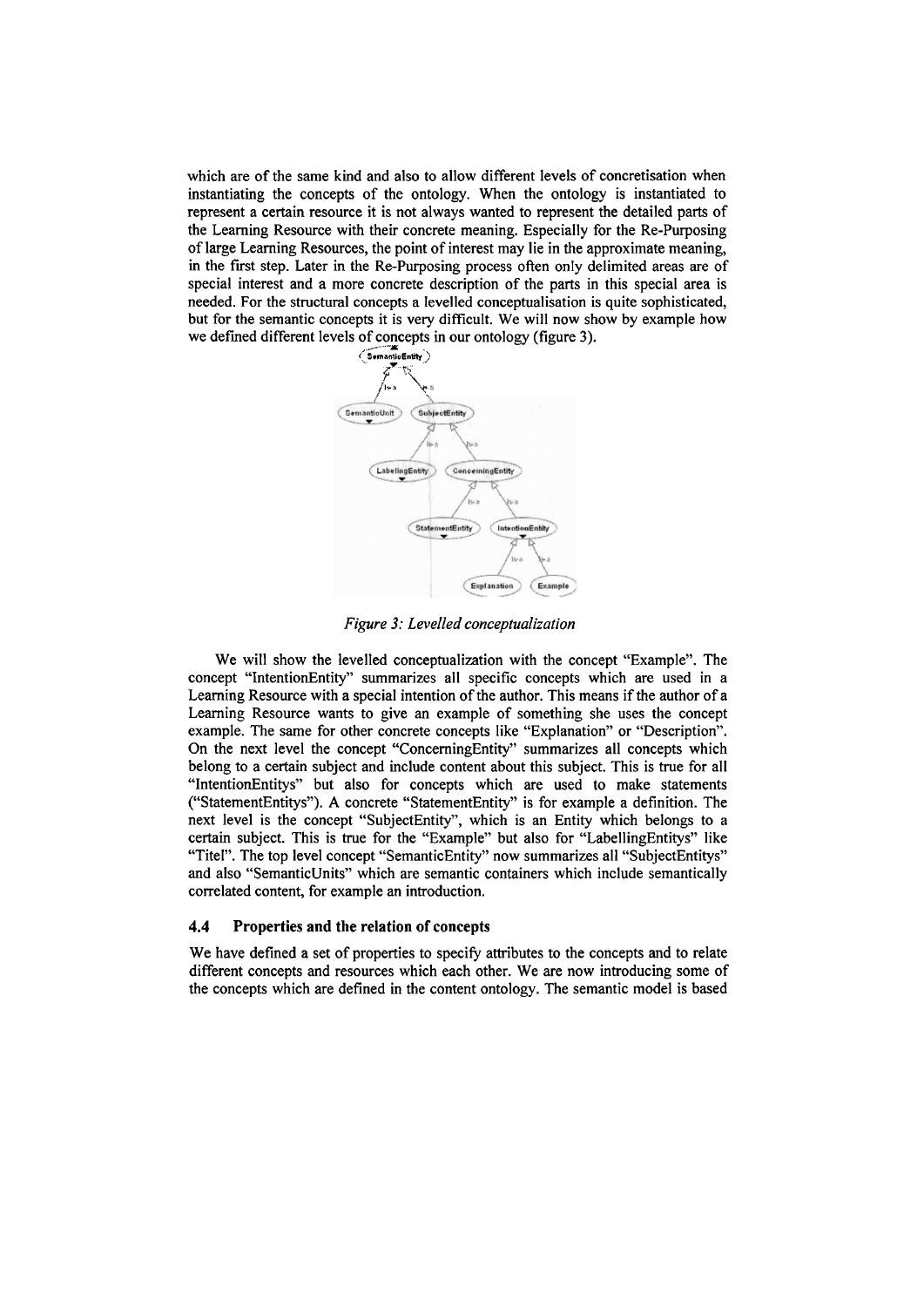which are of the same kind and also to allow different levels of concretisation when instantiating the concepts of the ontology. When the ontology is instantiated to represent a certain resource it is not always wanted to represent the detailed parts of the Learning Resource with their concrete meaning. Especially for the Re-Purposing of large Learning Resources, the point of interest may lie in the approximate meaning, in the first step. Later in the Re-Purposing process often only delimited areas are of special interest and a more concrete description of the parts in this special area is needed. For the structural concepts a levelled conceptualisation is quite sophisticated, but for the semantic concepts it is very difficult. We will now show by example how we defined different levels of concepts in our ontology (figure 3).

*Figure 3: Levelled conceptualization*

We will show the levelled conceptualization with the concept "Example". The concept "IntentionEntity" summarizes all specific concepts which are used in a Learning Resource with a special intention of the author. This means if the author of a Learning Resource wants to give an example of something she uses the concept example. The same for other concrete concepts like "Explanation" or "Description". On the next level the concept "ConcerningEntity" summarizes all concepts which belong to a certain subject and include content about this subject. This is true for all "IntentionEntitys" but also for concepts which are used to make statements ("StatementEntitys"). A concrete "StatementEntity" is for example a definition. The next level is the concept "SubjectEntity", which is an Entity which belongs to a certain subject. This is true for the "Example" but also for "LabellingEntitys" like "Titel". The top level concept "SemanticEntity" now summarizes all "SubjectEntitys" and also "SemanticUnits" which are semantic containers which include semantically correlated content, for example an introduction.

### 4.4 Properties and the relation of concepts

We have defined a set of properties to specify attributes to the concepts and to relate different concepts and resources which each other. We are now introducing some of the concepts which are defined in the content ontology. The semantic model is based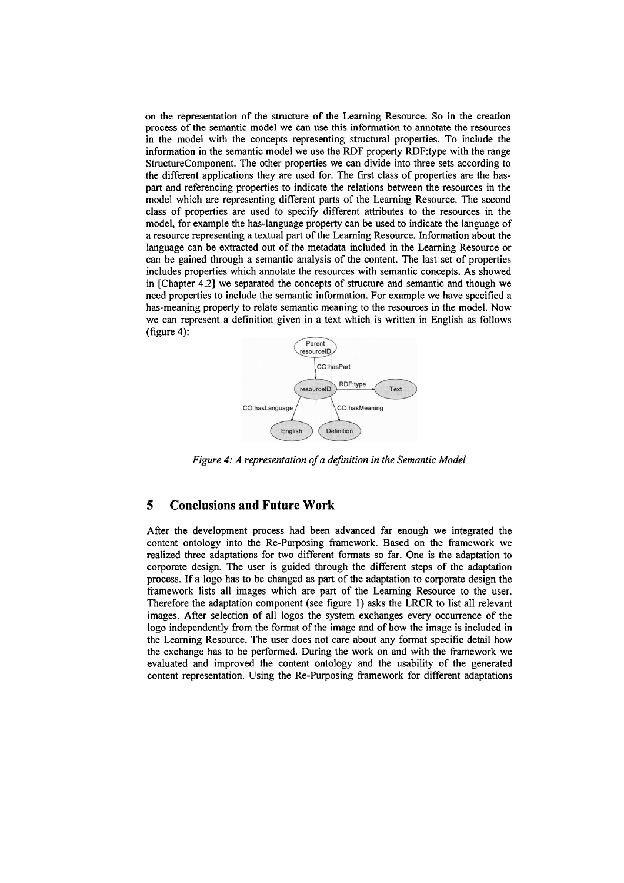on the representation of the structure of the Learning Resource. So in the creation process of the semantic model we can use this information to annotate the resources in the model with the concepts representing structural properties. To include the information in the semantic model we use the RDF property RDF:type with the range StructureComponent. The other properties we can divide into three sets according to the different applications they are used for. The first class of properties are the has-part and referencing properties to indicate the relations between the resources in the model which are representing different parts of the Learning Resource. The second class of properties are used to specify different attributes to the resources in the model, for example the has-language property can be used to indicate the language of a resource representing a textual part of the Learning Resource. Information about the language can be extracted out of the metadata included in the Learning Resource or can be gained through a semantic analysis of the content. The last set of properties includes properties which annotate the resources with semantic concepts. As showed in [Chapter 4.2] we separated the concepts of structure and semantic and though we need properties to include the semantic information. For example we have specified a has-meaning property to relate semantic meaning to the resources in the model. Now we can represent a definition given in a text which is written in English as follows (figure 4):

*Figure 4: A representation of a definition in the Semantic Model*

## 5 Conclusions and Future Work

After the development process had been advanced far enough we integrated the content ontology into the Re-Purposing framework. Based on the framework we realized three adaptations for two different formats so far. One is the adaptation to corporate design. The user is guided through the different steps of the adaptation process. If a logo has to be changed as part of the adaptation to corporate design the framework lists all images which are part of the Learning Resource to the user. Therefore the adaptation component (see figure 1) asks the LRCR to list all relevant images. After selection of all logos the system exchanges every occurrence of the logo independently from the format of the image and of how the image is included in the Learning Resource. The user does not care about any format specific detail how the exchange has to be performed. During the work on and with the framework we evaluated and improved the content ontology and the usability of the generated content representation. Using the Re-Purposing framework for different adaptations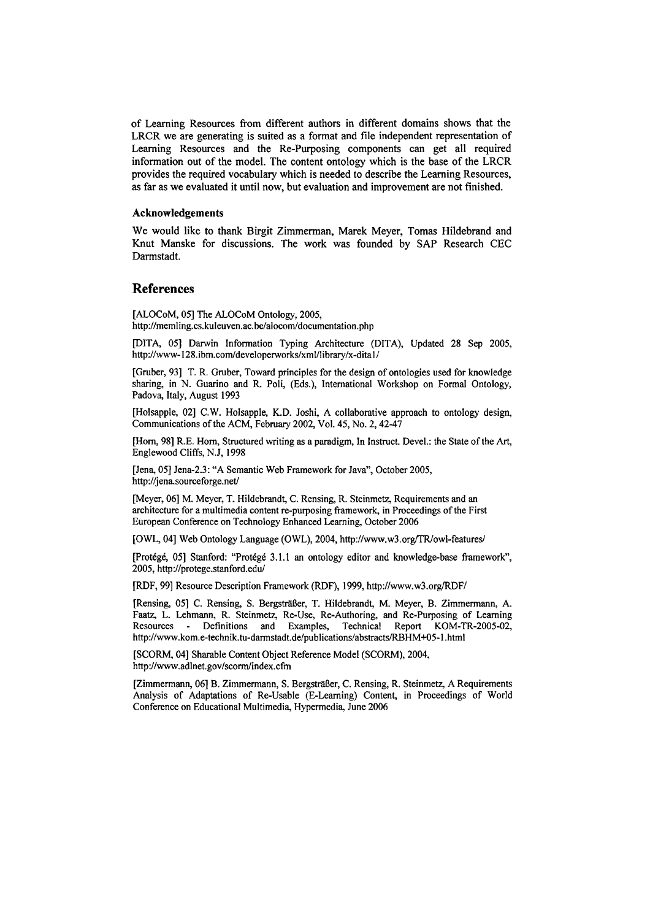of Learning Resources from different authors in different domains shows that the LRCR we are generating is suited as a format and file independent representation of Learning Resources and the Re-Purposing components can get all required information out of the model. The content ontology which is the base of the LRCR provides the required vocabulary which is needed to describe the Learning Resources, as far as we evaluated it until now, but evaluation and improvement are not finished.

### Acknowledgements

We would like to thank Birgit Zimmerman, Marek Meyer, Tomas Hildebrand and Knut Manske for discussions. The work was founded by SAP Research CEC Darmstadt.

## References

[ALOCoM, 05] The ALOCoM Ontology, 2005, http://memling.cs.kuleuven.ac.be/alocom/documentation.php

[DITA, 05] Darwin Information Typing Architecture (DITA), Updated 28 Sep 2005, http://www-128.ibm.com/developerworks/xml/library/x-dita1/

[Gruber, 93] T. R. Gruber, Toward principles for the design of ontologies used for knowledge sharing, in N. Guarino and R. Poli, (Eds.), International Workshop on Formal Ontology, Padova, Italy, August 1993

[Holsapple, 02] C.W. Holsapple, K.D. Joshi, A collaborative approach to ontology design, Communications of the ACM, February 2002, Vol. 45, No. 2, 42-47

[Horn, 98] R.E. Horn, Structured writing as a paradigm, In Instruct. Devel.: the State of the Art, Englewood Cliffs, N.J, 1998

[Jena, 05] Jena-2.3: "A Semantic Web Framework for Java", October 2005, http://jena.sourceforge.net/

[Meyer, 06] M. Meyer, T. Hildebrandt, C. Rensing, R. Steinmetz, Requirements and an architecture for a multimedia content re-purposing framework, in Proceedings of the First European Conference on Technology Enhanced Learning, October 2006

[OWL, 04] Web Ontology Language (OWL), 2004, http://www.w3.org/TR/owl-features/

[Protégé, 05] Stanford: "Protégé 3.1.1 an ontology editor and knowledge-base framework", 2005, http://protege.stanford.edu/

[RDF, 99] Resource Description Framework (RDF), 1999, http://www.w3.org/RDF/

[Rensing, 05] C. Rensing, S. Bergsträßer, T. Hildebrandt, M. Meyer, B. Zimmermann, A. Faatz, L. Lehmann, R. Steinmetz, Re-Use, Re-Authoring, and Re-Purposing of Learning Resources - Definitions and Examples, Technical Report KOM-TR-2005-02, http://www.kom.e-technik.tu-darmstadt.de/publications/abstracts/RBHM+05-1.html

[SCORM, 04] Sharable Content Object Reference Model (SCORM), 2004, http://www.adlnet.gov/scorm/index.cfm

[Zimmermann, 06] B. Zimmermann, S. Bergsträßer, C. Rensing, R. Steinmetz, A Requirements Analysis of Adaptations of Re-Usable (E-Learning) Content, in Proceedings of World Conference on Educational Multimedia, Hypermedia, June 2006